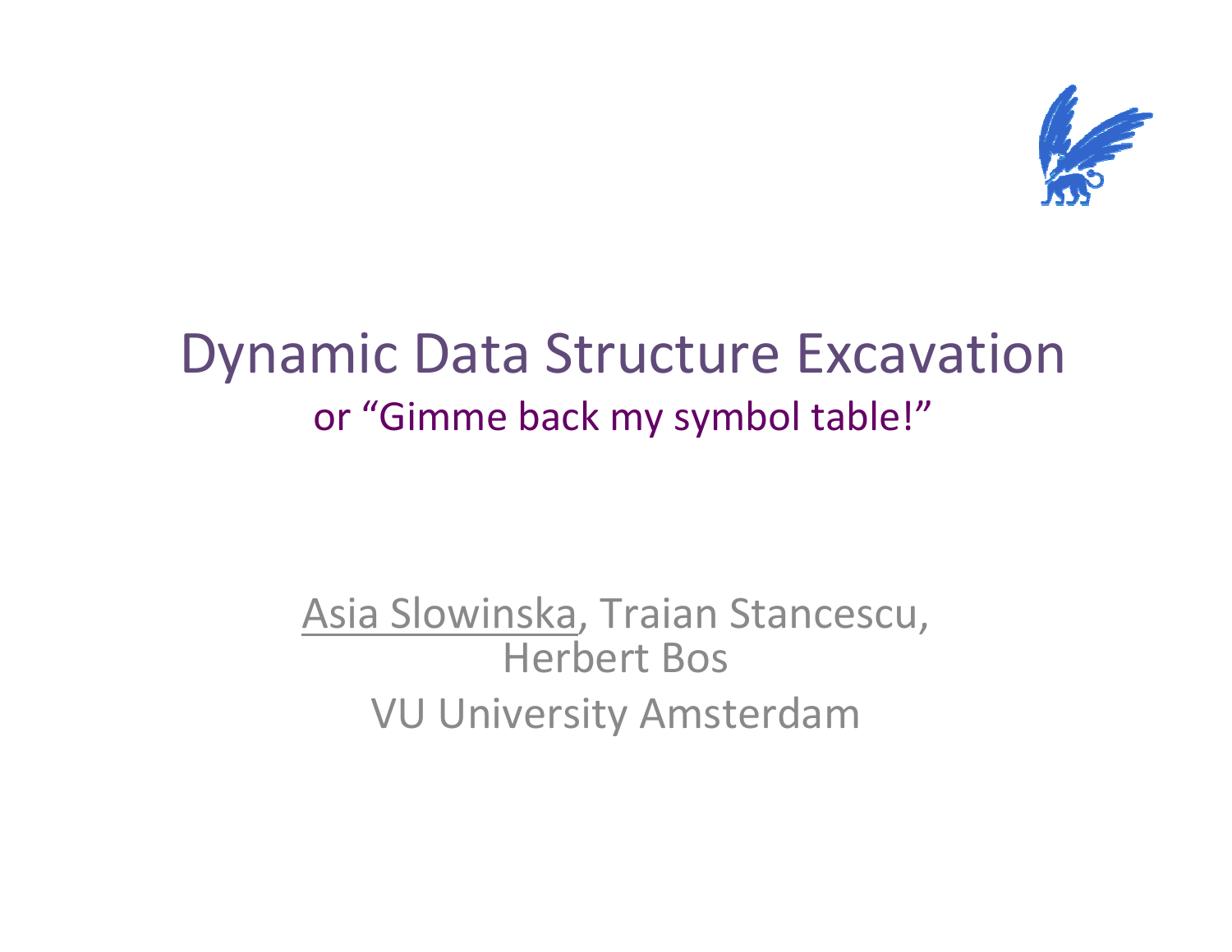# Dynamic Data Structure Excavation

or "Gimme back my symbol table!"

<u>Asia Slowinska</u>, Traian Stancescu, Herbert Bos

VU University Amsterdam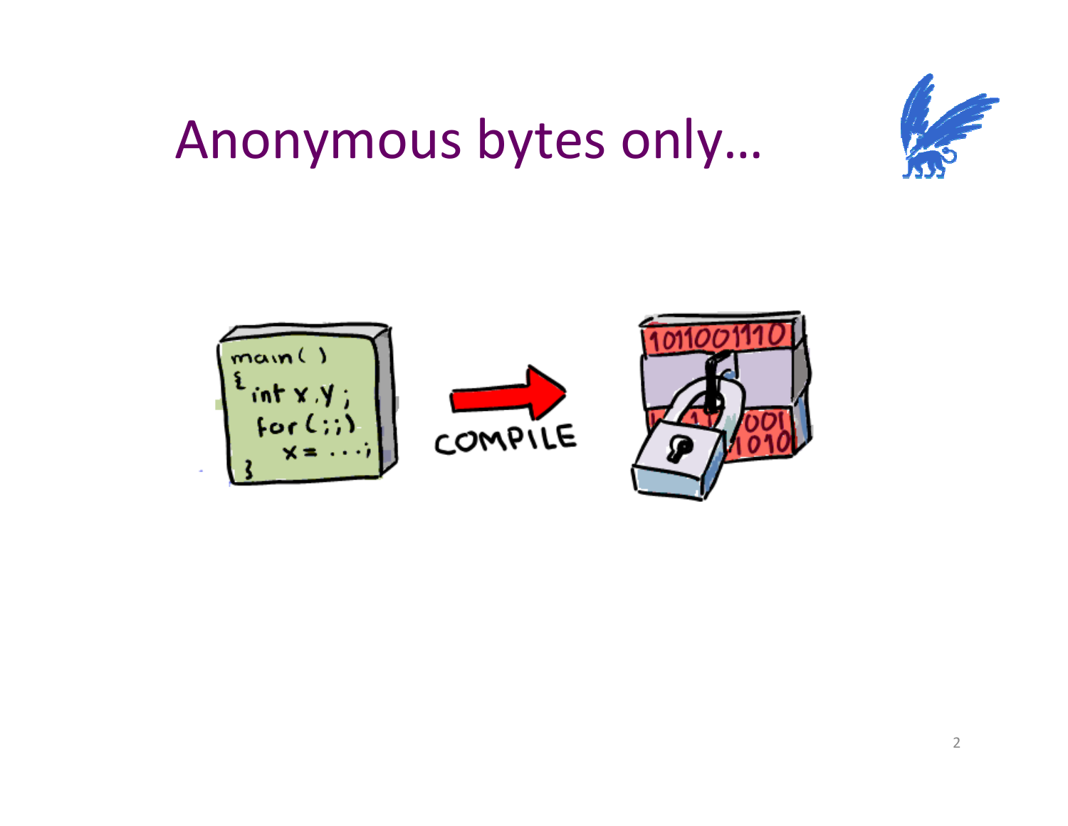# Anonymous bytes only…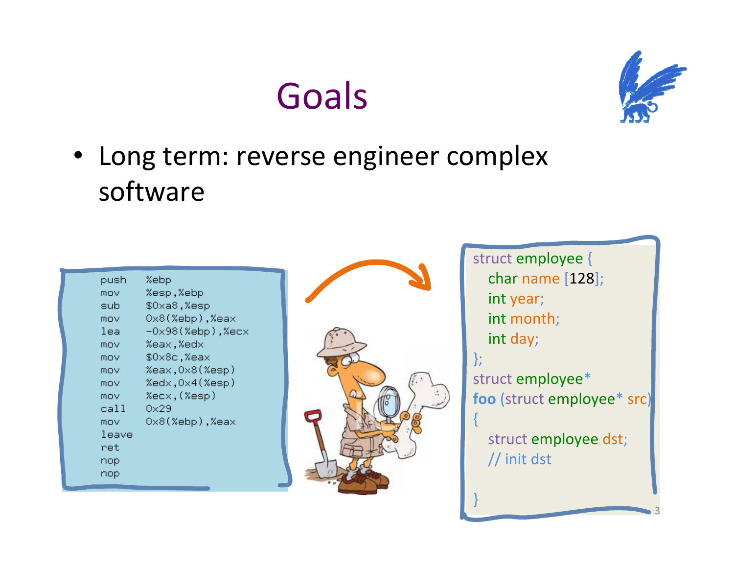# Goals

- Long term: reverse engineer complex software

```
push   %ebp
mov    %esp,%ebp
sub    $0xa8,%esp
mov    0x8(%ebp),%eax
lea    -0x98(%ebp),%ecx
mov    %eax,%edx
mov    $0x8c,%eax
mov    %eax,0x8(%esp)
mov    %edx,0x4(%esp)
mov    %ecx,(%esp)
call   0x29
mov    0x8(%ebp),%eax
leave
ret
nop
nop
```

```
struct employee {
   char name [128];
   int year;
   int month;
   int day;
};
struct employee*
foo (struct employee* src)
{
   struct employee dst;
   // init dst

}
```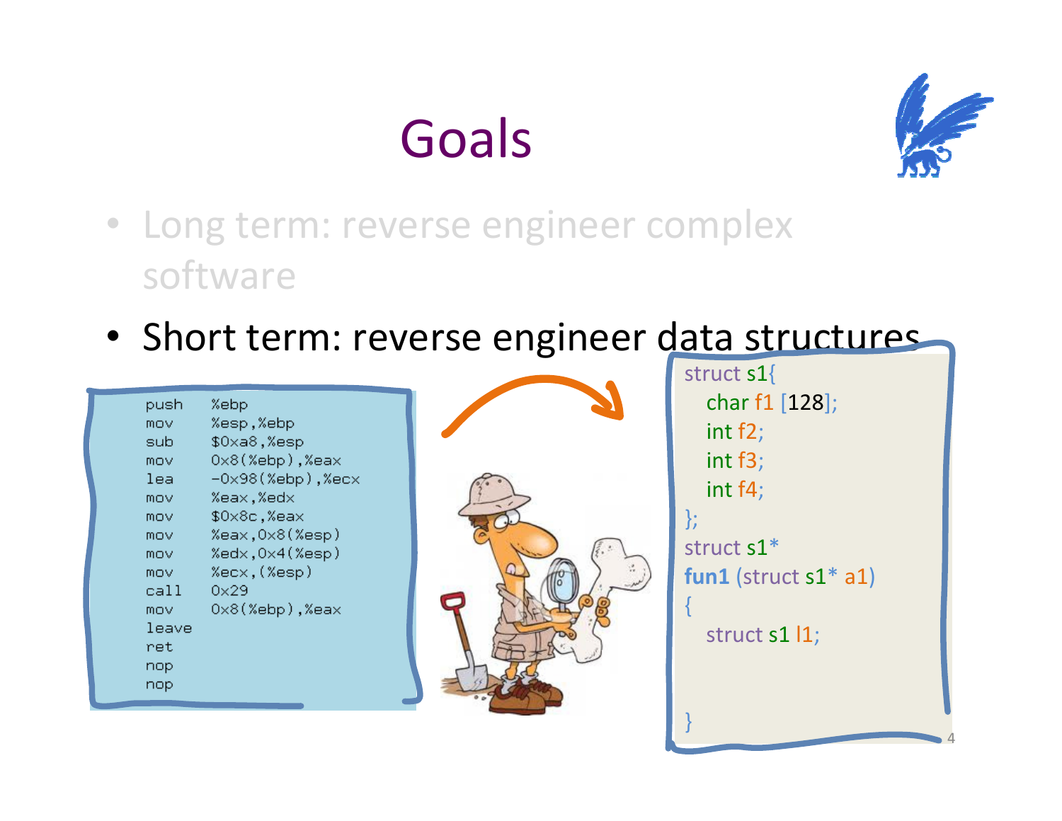# Goals

- Long term: reverse engineer complex software
- Short term: reverse engineer data structures

```
push   %ebp
mov    %esp,%ebp
sub    $0xa8,%esp
mov    0x8(%ebp),%eax
lea    -0x98(%ebp),%ecx
mov    %eax,%edx
mov    $0x8c,%eax
mov    %eax,0x8(%esp)
mov    %edx,0x4(%esp)
mov    %ecx,(%esp)
call   0x29
mov    0x8(%ebp),%eax
leave
ret
nop
nop
```

```
struct s1{
   char f1 [128];
   int f2;
   int f3;
   int f4;
};
struct s1*
fun1 (struct s1* a1)
{
   struct s1 l1;


}
```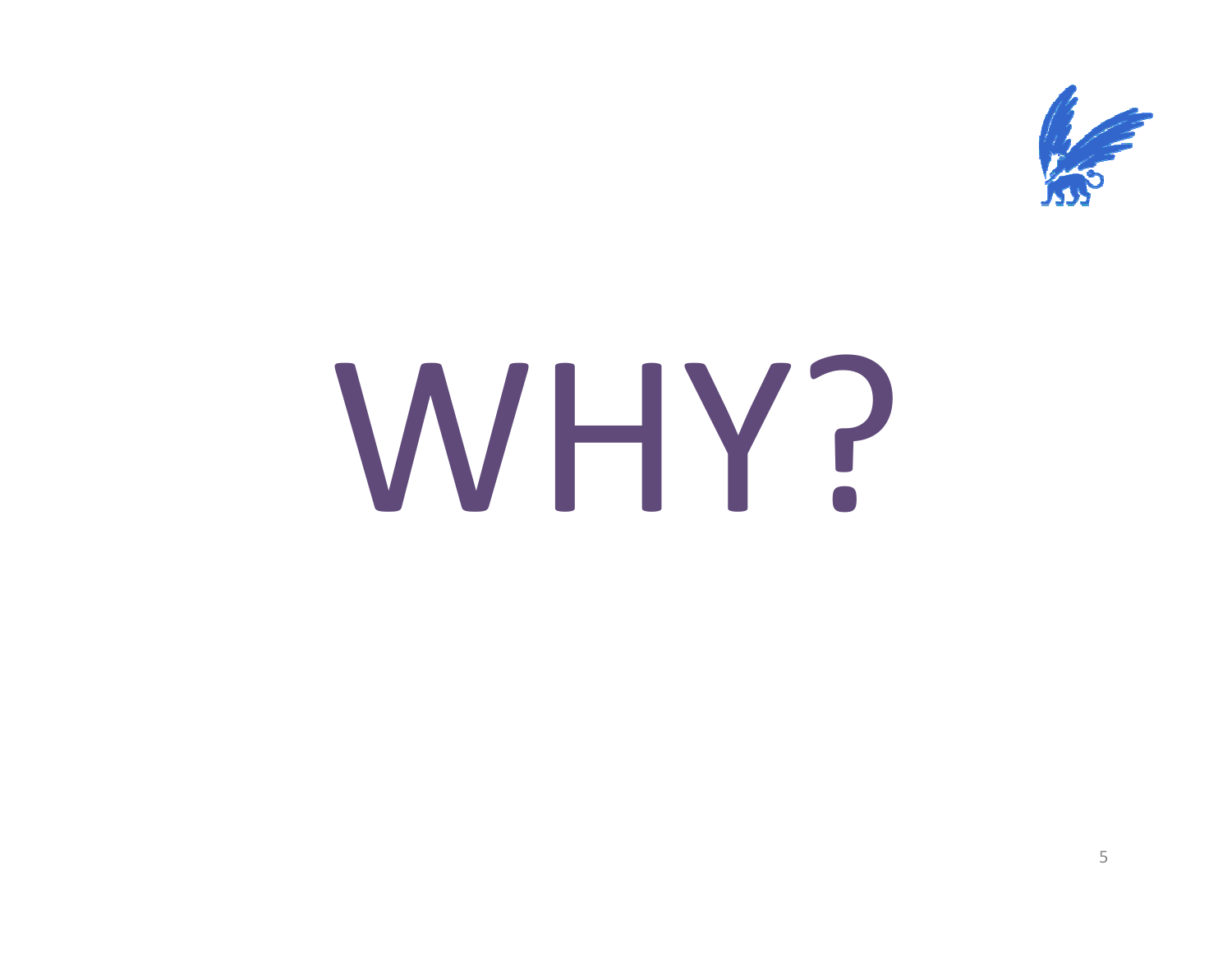# WHY?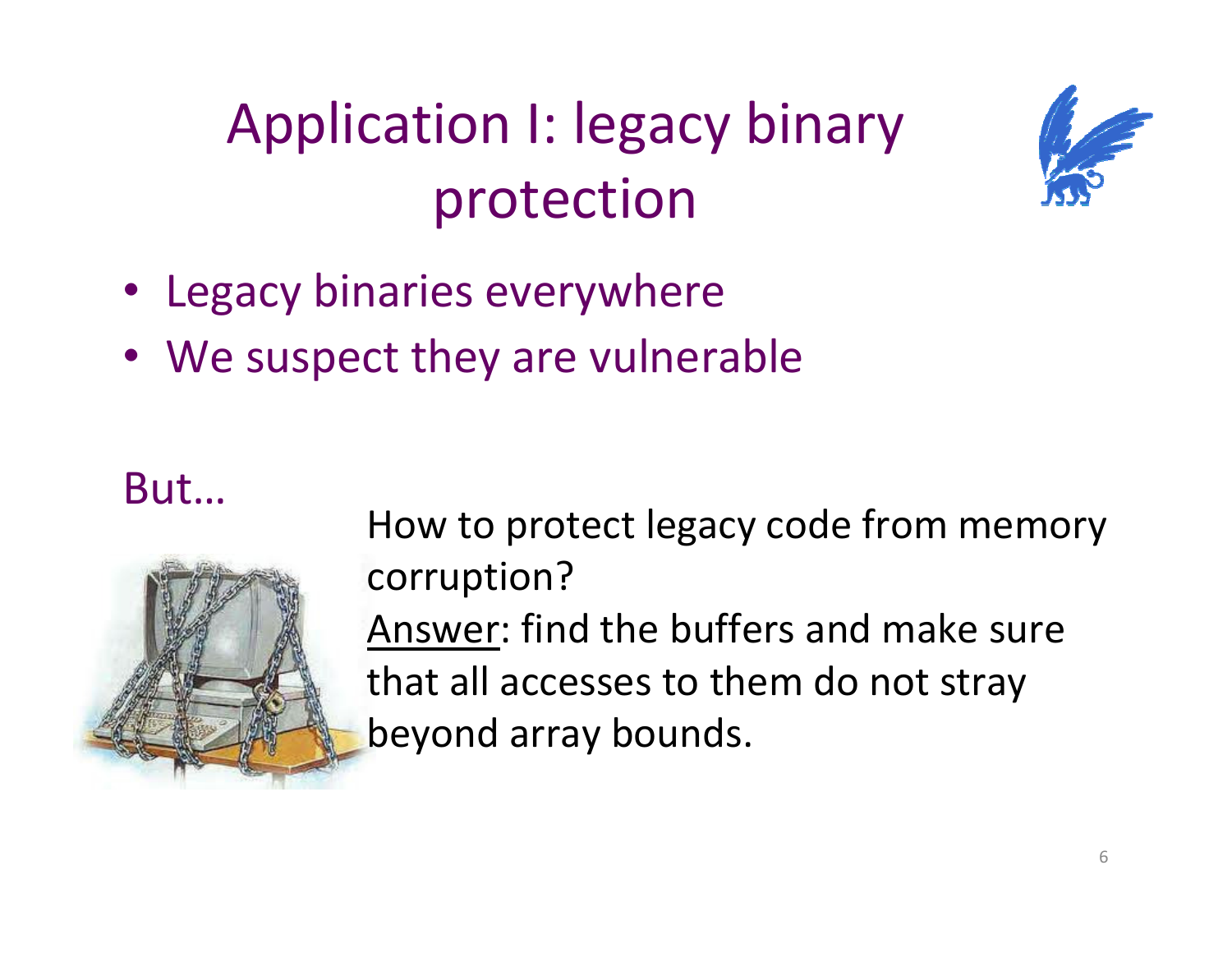# Application I: legacy binary protection

- Legacy binaries everywhere
- We suspect they are vulnerable

But…

How to protect legacy code from memory corruption?

Answer: find the buffers and make sure that all accesses to them do not stray beyond array bounds.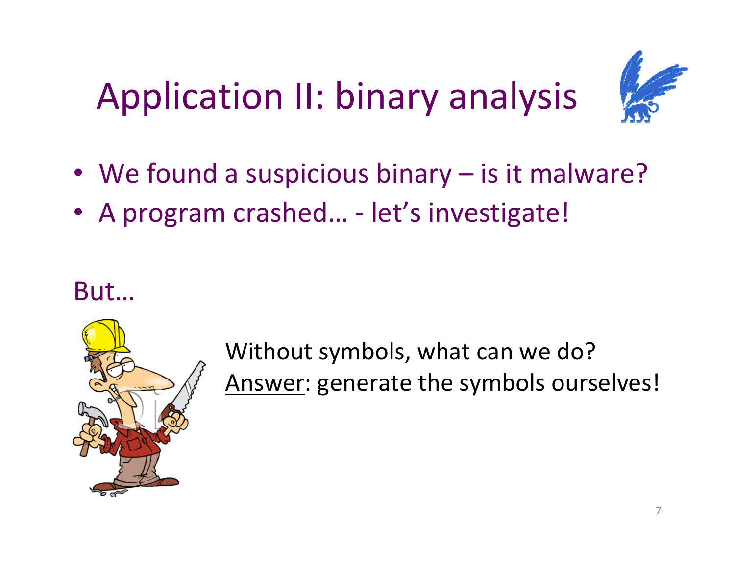# Application II: binary analysis

- We found a suspicious binary – is it malware?
- A program crashed… - let's investigate!

But…

Without symbols, what can we do?
Answer: generate the symbols ourselves!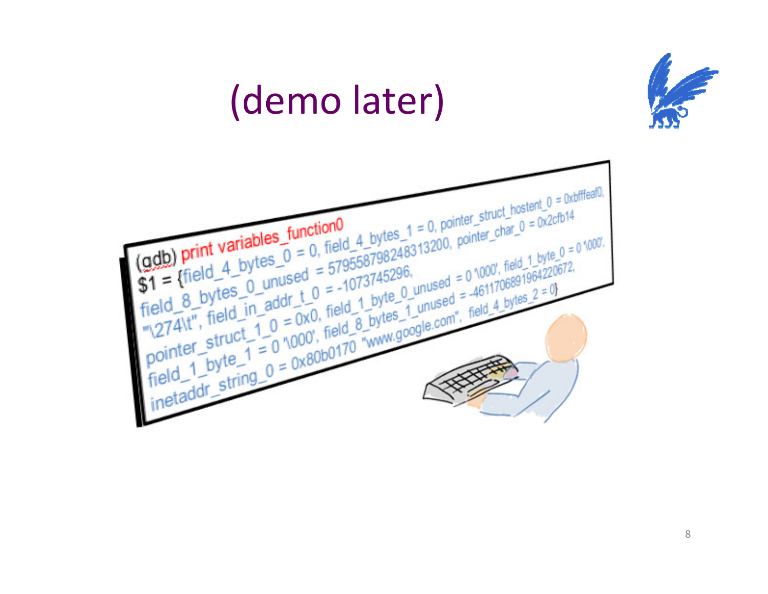# (demo later)

```
(gdb) print variables_function0
$1 = {field_4_bytes_0 = 0, field_4_bytes_1 = 0, pointer_struct_hostent_0 = 0xbfffeaf0,
field_8_bytes_0_unused = 5795587982483132OO, pointer_char_0 = 0x2cfb14
"\274\t", field_in_addr_t_0 = -1073745296,
pointer_struct_1_0 = 0x0, field_1_byte_0_unused = 0 '\000', field_1_byte_0 = 0 '\000',
field_1_byte_1 = 0 '\000', field_8_bytes_1_unused = -4611706891964220672,
inetaddr_string_0 = 0x80b0170 "www.google.com", field_4_bytes_2 = 0}
```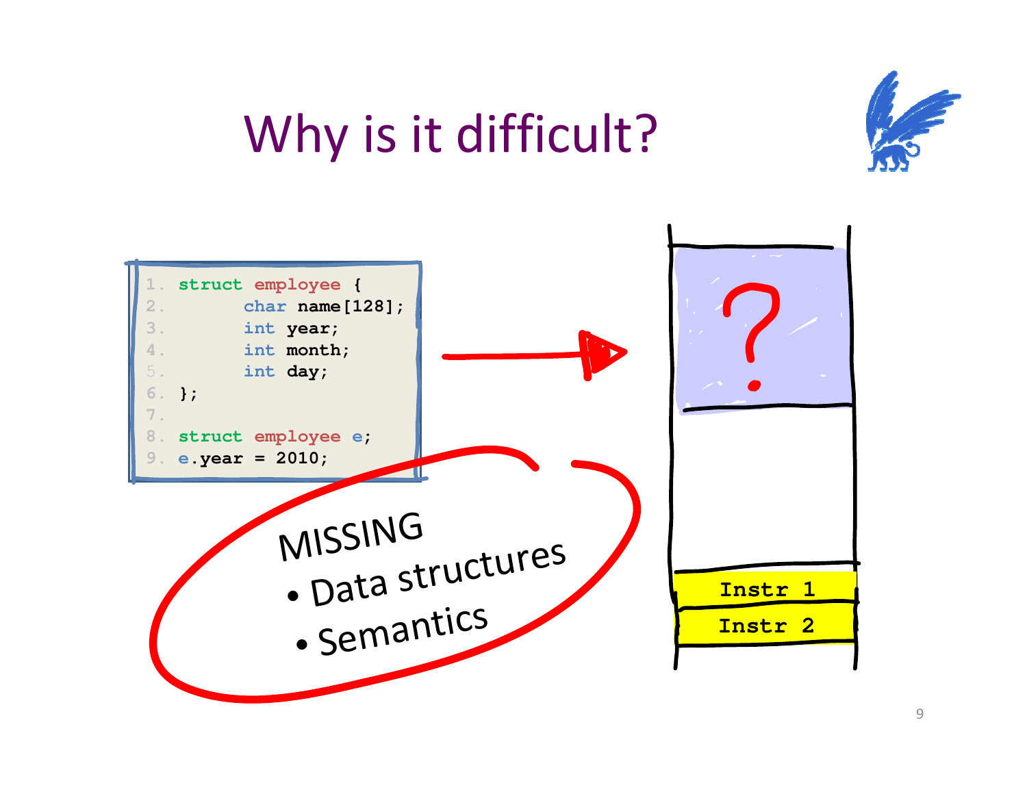# Why is it difficult?

```
1. struct employee {
2.        char name[128];
3.        int year;
4.        int month;
5.        int day;
6. };
7.
8. struct employee e;
9. e.year = 2010;
```

MISSING
- Data structures
- Semantics

?

Instr 1

Instr 2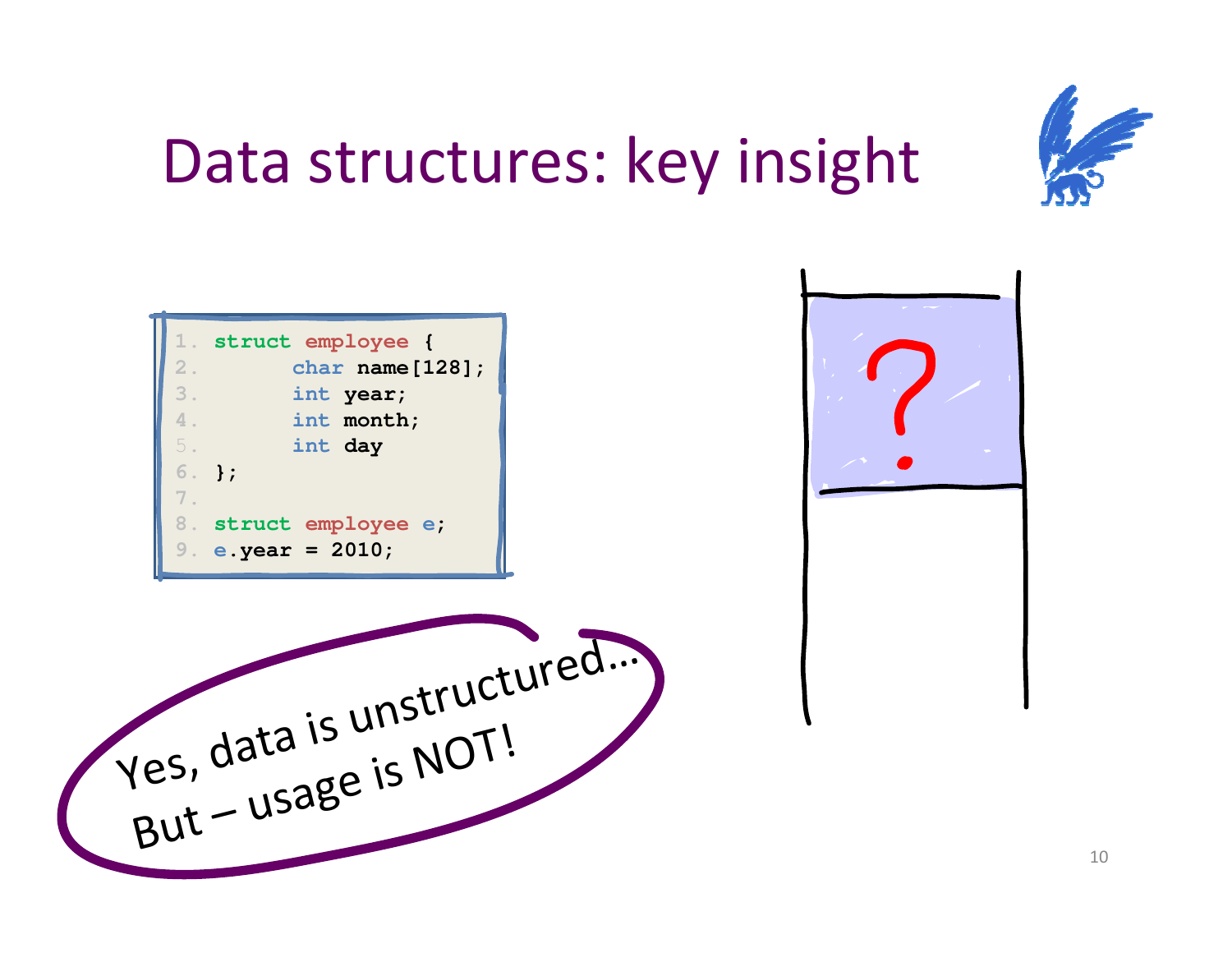# Data structures: key insight

```c
struct employee {
        char name[128];
        int year;
        int month;
        int day
};

struct employee e;
e.year = 2010;
```

Yes, data is unstructured…
But – usage is NOT!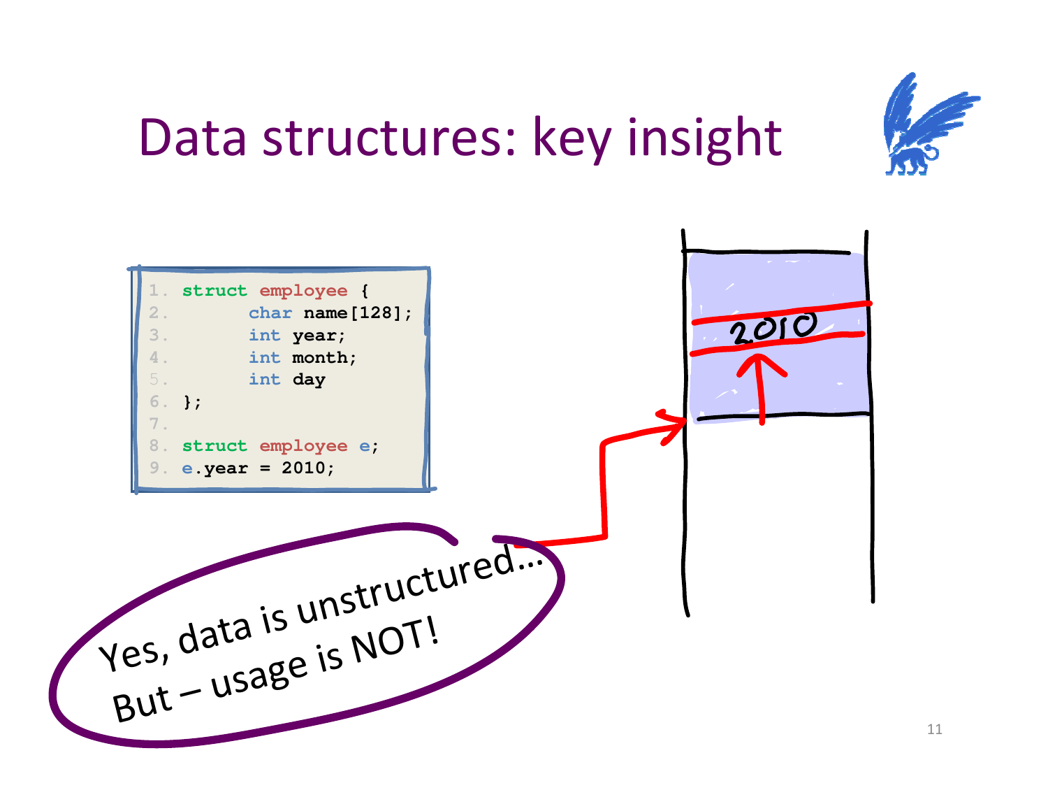# Data structures: key insight

```
1. struct employee {
2.        char name[128];
3.        int year;
4.        int month;
5.        int day
6. };
7.
8. struct employee e;
9. e.year = 2010;
```

Yes, data is unstructured…
But – usage is NOT!

2010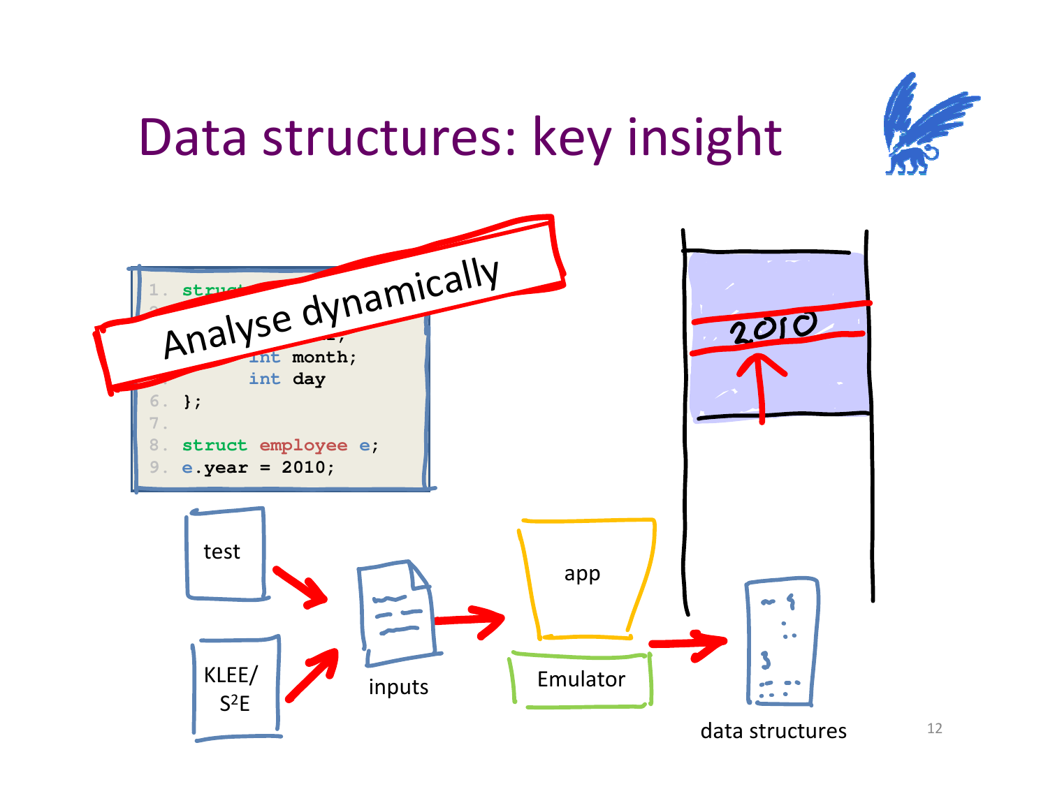# Data structures: key insight

```
1. struct ...
   ...
       int month;
       int day
6. };
7.
8. struct employee e;
9. e.year = 2010;
```

Analyse dynamically

2010

test

KLEE/ $S^2E$

inputs

app

Emulator

data structures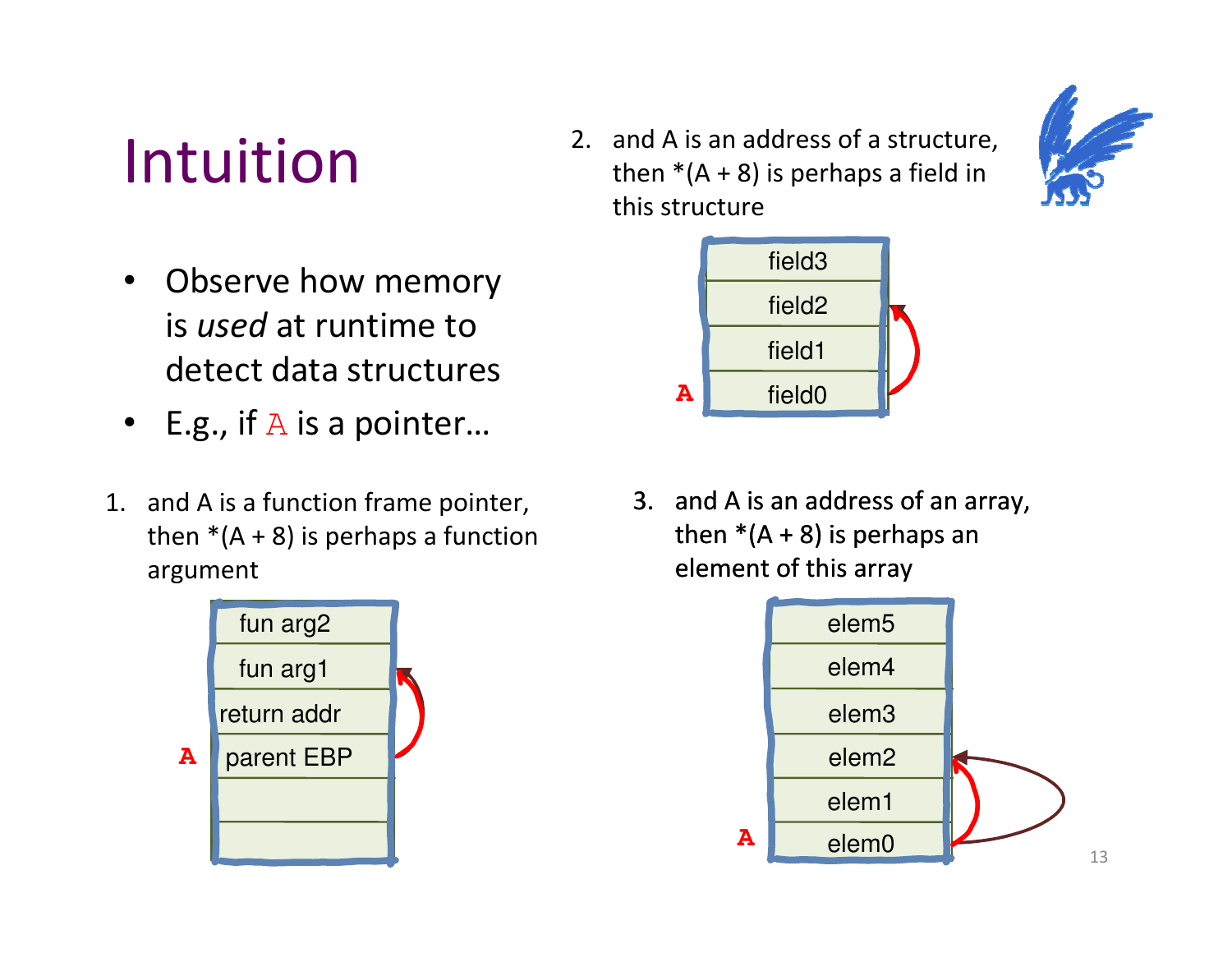# Intuition

- Observe how memory is *used* at runtime to detect data structures
- E.g., if A is a pointer…

1. and A is a function frame pointer, then *(A + 8) is perhaps a function argument

| fun arg2 |
|---|
| fun arg1 |
| return addr |
| parent EBP (A) |
| |
| |

2. and A is an address of a structure, then *(A + 8) is perhaps a field in this structure

| field3 |
|---|
| field2 |
| field1 |
| field0 (A) |

3. and A is an address of an array, then *(A + 8) is perhaps an element of this array

| elem5 |
|---|
| elem4 |
| elem3 |
| elem2 |
| elem1 |
| elem0 (A) |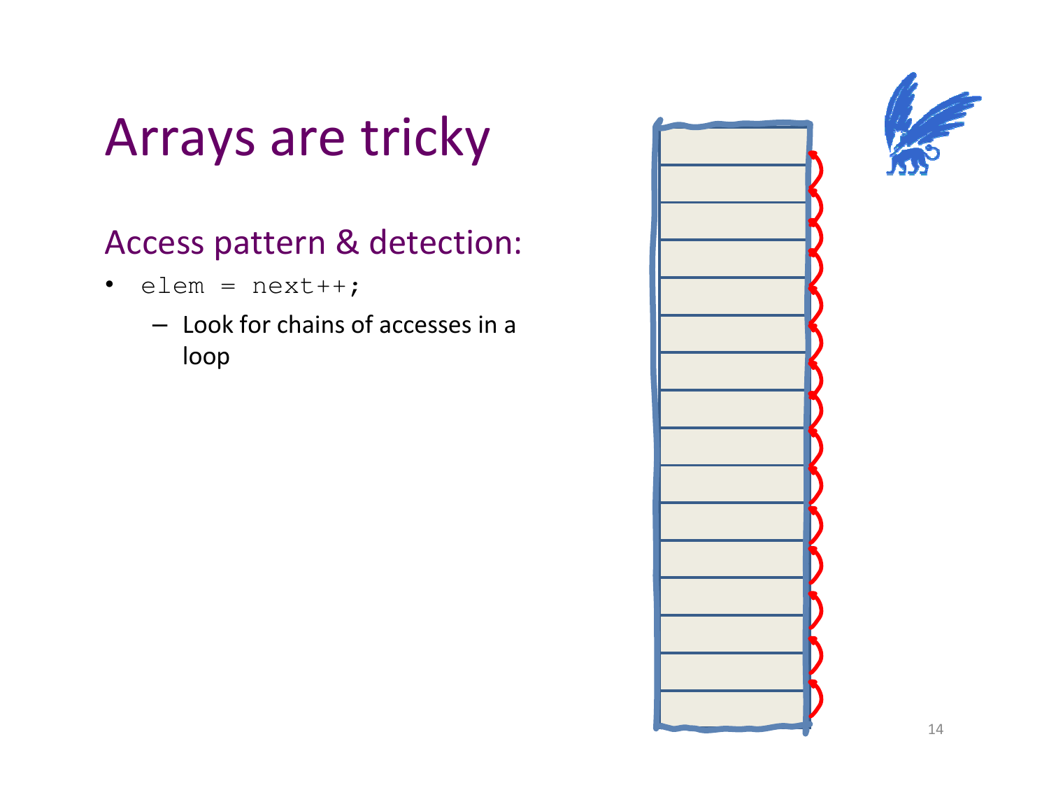# Arrays are tricky

## Access pattern & detection:

- `elem = next++;`
  - Look for chains of accesses in a loop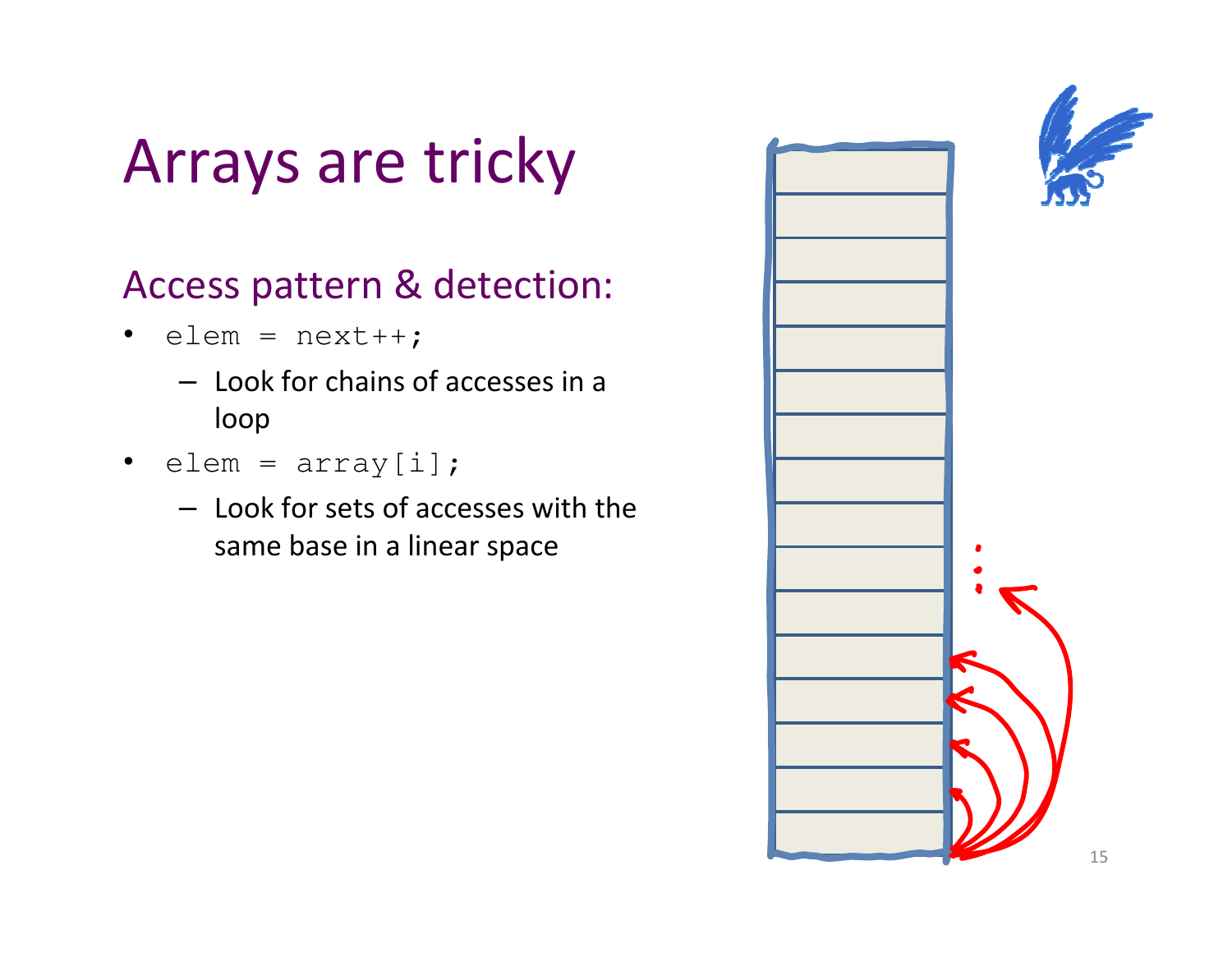# Arrays are tricky

## Access pattern & detection:

- `elem = next++;`
  - Look for chains of accesses in a loop
- `elem = array[i];`
  - Look for sets of accesses with the same base in a linear space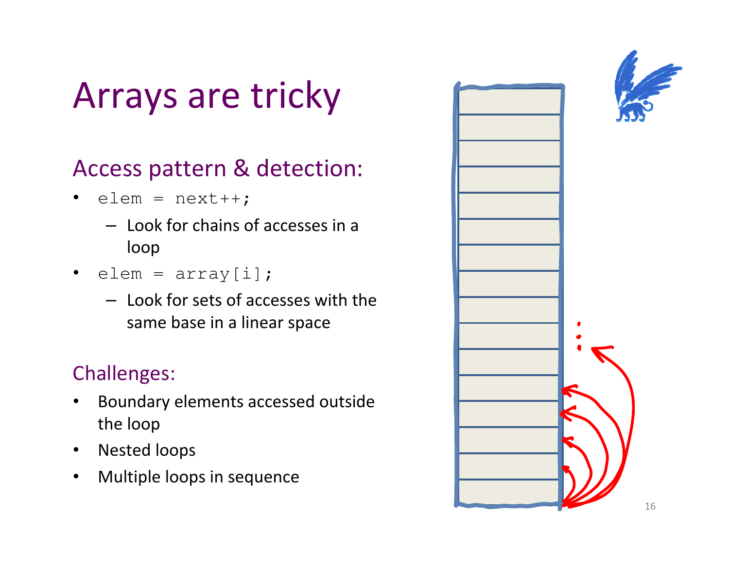# Arrays are tricky

## Access pattern & detection:

- `elem = next++;`
  - Look for chains of accesses in a loop
- `elem = array[i];`
  - Look for sets of accesses with the same base in a linear space

## Challenges:

- Boundary elements accessed outside the loop
- Nested loops
- Multiple loops in sequence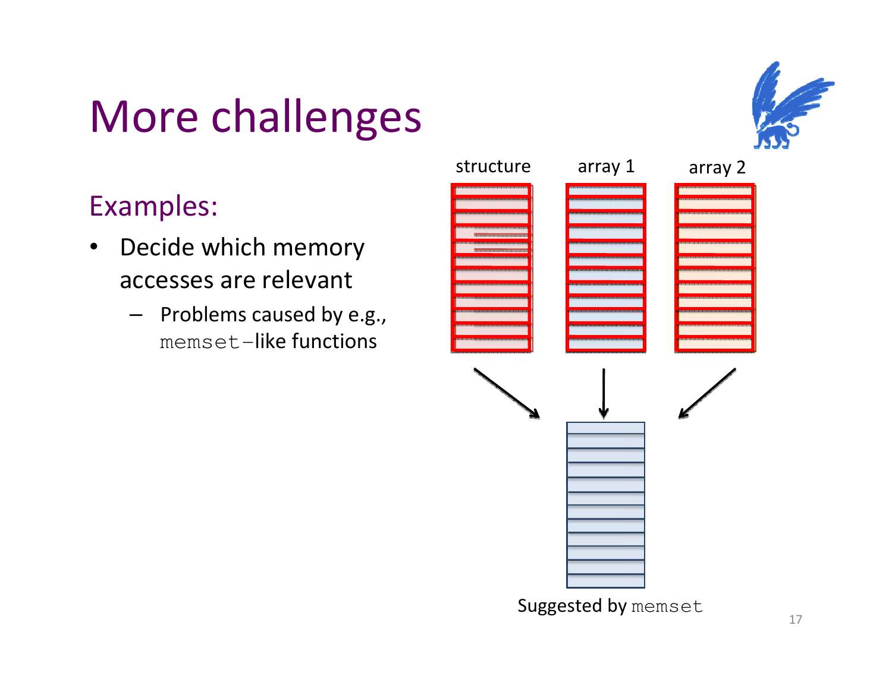# More challenges

## Examples:

- Decide which memory accesses are relevant
  - Problems caused by e.g., `memset`–like functions

structure    array 1    array 2

Suggested by `memset`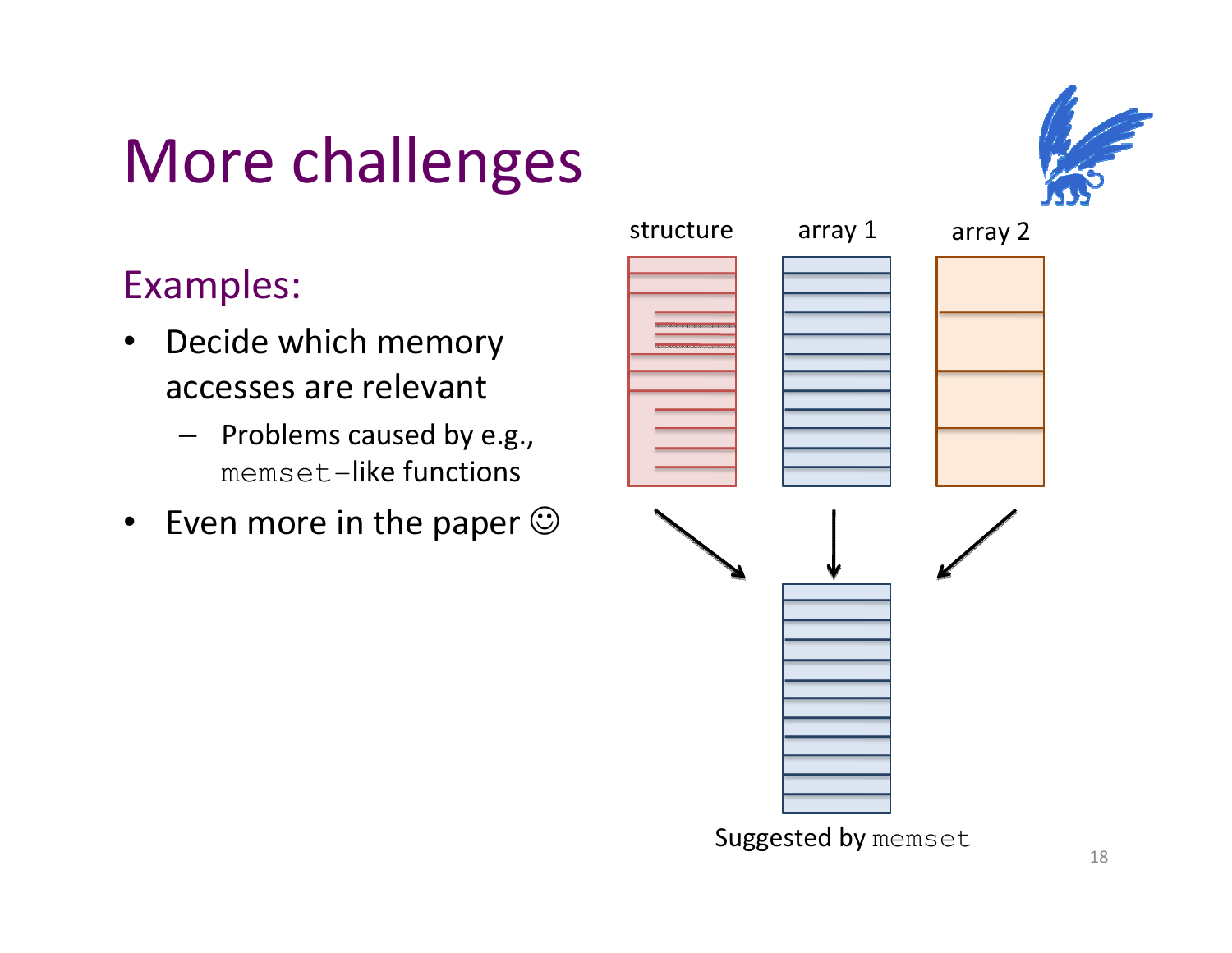# More challenges

## Examples:

- Decide which memory accesses are relevant
  - Problems caused by e.g., `memset`–like functions
- Even more in the paper ☺

structure | array 1 | array 2

Suggested by `memset`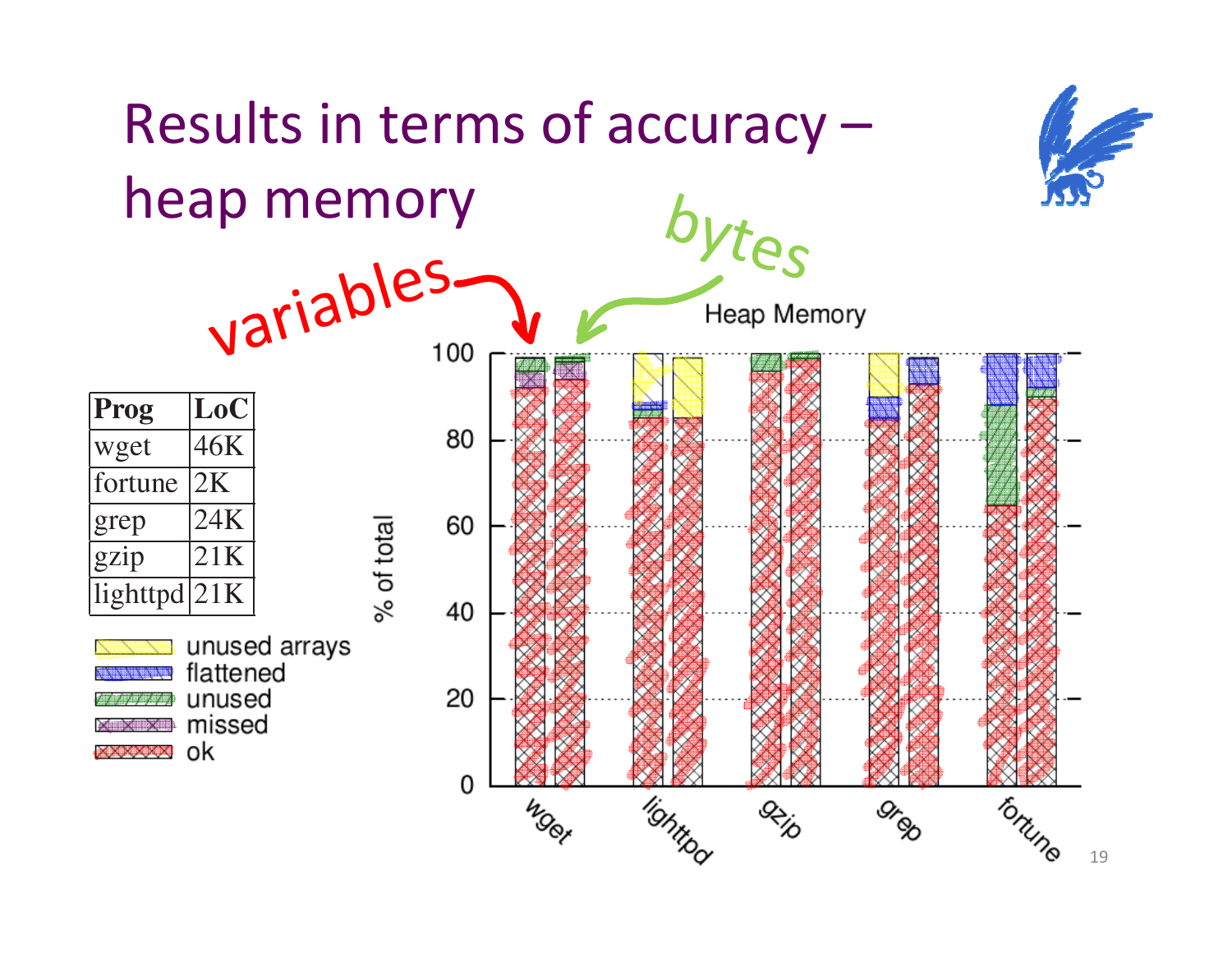# Results in terms of accuracy – heap memory

| Prog | LoC |
|---|---|
| wget | 46K |
| fortune | 2K |
| grep | 24K |
| gzip | 21K |
| lighttpd | 21K |

Legend: unused arrays, flattened, unused, missed, ok

Heap Memory (% of total) — bars per program: variables, bytes

Programs: wget, lighttpd, gzip, grep, fortune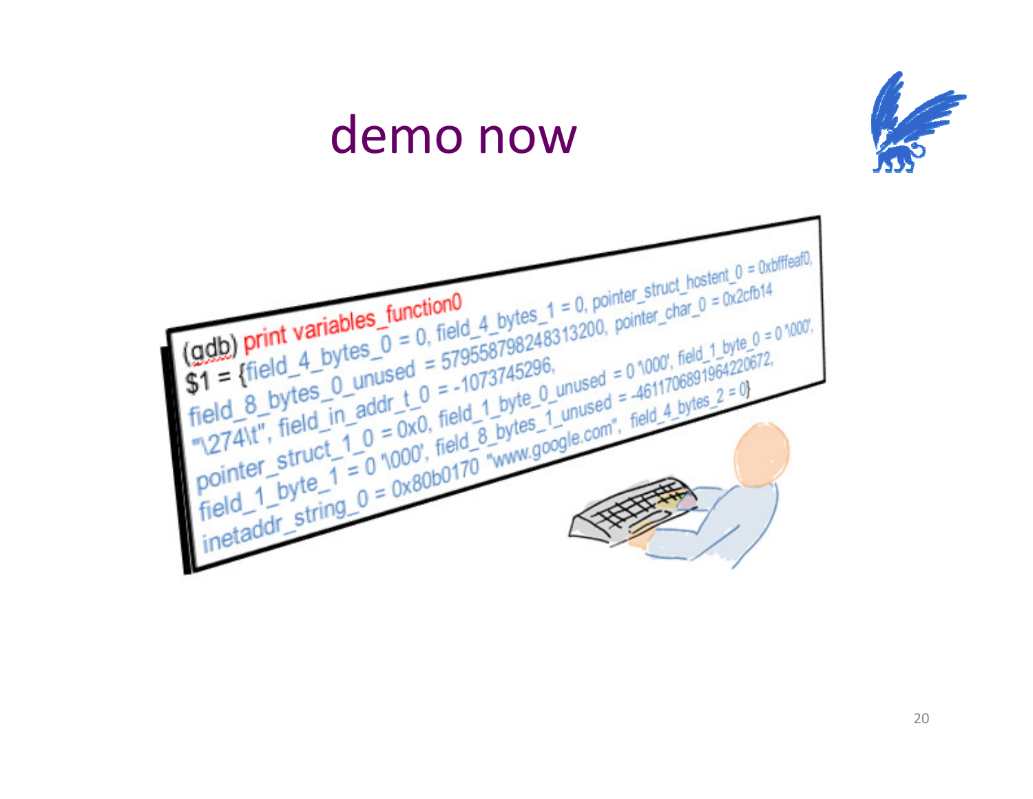# demo now

```
(gdb) print variables_function0
$1 = {field_4_bytes_0 = 0, field_4_bytes_1 = 0, pointer_struct_hostent_0 = 0xbfffeaf0,
field_8_bytes_0_unused = 579558798248313200, pointer_char_0 = 0x2cfb14
"\274\t", field_in_addr_t_0 = -1073745296,
pointer_struct_1_0 = 0x0, field_1_byte_0_unused = 0 '\000', field_1_byte_0 = 0 '\000',
field_1_byte_1 = 0 '\000', field_8_bytes_1_unused = -4611706891964220672,
inetaddr_string_0 = 0x80b0170 "www.google.com", field_4_bytes_2 = 0}
```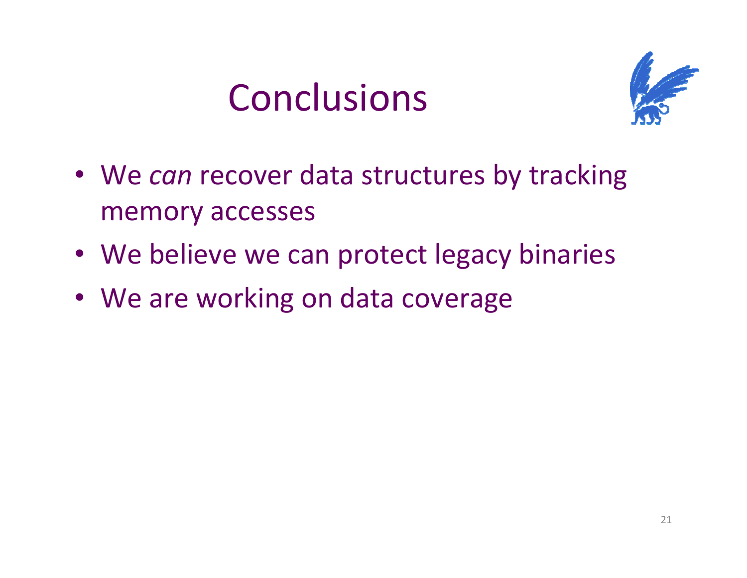# Conclusions

- We *can* recover data structures by tracking memory accesses
- We believe we can protect legacy binaries
- We are working on data coverage